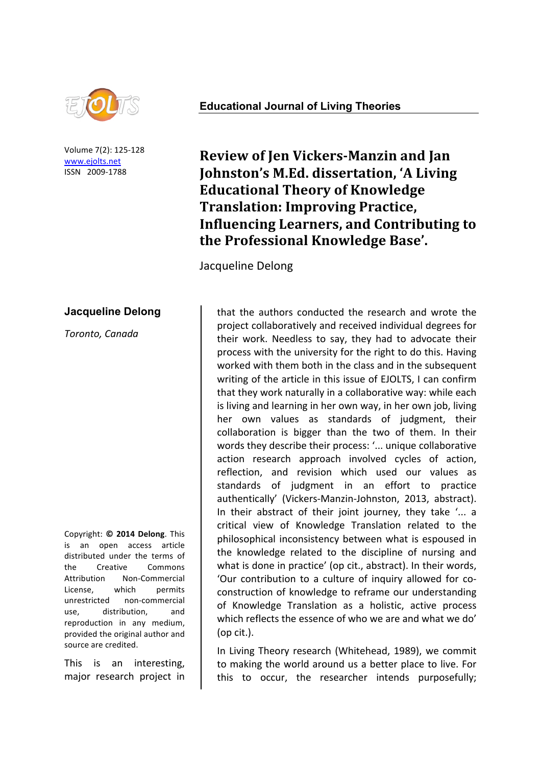# Review of Jen Vickers-Manzin and Jan Johnston's M.Ed. dissertation, 'A Living Educational Theory of Knowledge Translation: Improving Practice, Influencing Learners, and Contributing to the Professional Knowledge Base'.

Jacqueline Delong

**Jacqueline Delong**

*Toronto, Canada*

Copyright: **© 2014 Delong**. This is an open access article distributed under the terms of the Creative Commons Attribution Non-Commercial License, which permits unrestricted non-commercial use, distribution, and reproduction in any medium, provided the original author and source are credited.

This is an interesting, major research project in that the authors conducted the research and wrote the project collaboratively and received individual degrees for their work. Needless to say, they had to advocate their process with the university for the right to do this. Having worked with them both in the class and in the subsequent writing of the article in this issue of EJOLTS, I can confirm that they work naturally in a collaborative way: while each is living and learning in her own way, in her own job, living her own values as standards of judgment, their collaboration is bigger than the two of them. In their words they describe their process: '... unique collaborative action research approach involved cycles of action, reflection, and revision which used our values as standards of judgment in an effort to practice authentically' (Vickers-Manzin-Johnston, 2013, abstract). In their abstract of their joint journey, they take '... a critical view of Knowledge Translation related to the philosophical inconsistency between what is espoused in the knowledge related to the discipline of nursing and what is done in practice' (op cit., abstract). In their words, 'Our contribution to a culture of inquiry allowed for co-construction of knowledge to reframe our understanding of Knowledge Translation as a holistic, active process which reflects the essence of who we are and what we do' (op cit.).

In Living Theory research (Whitehead, 1989), we commit to making the world around us a better place to live. For this to occur, the researcher intends purposefully;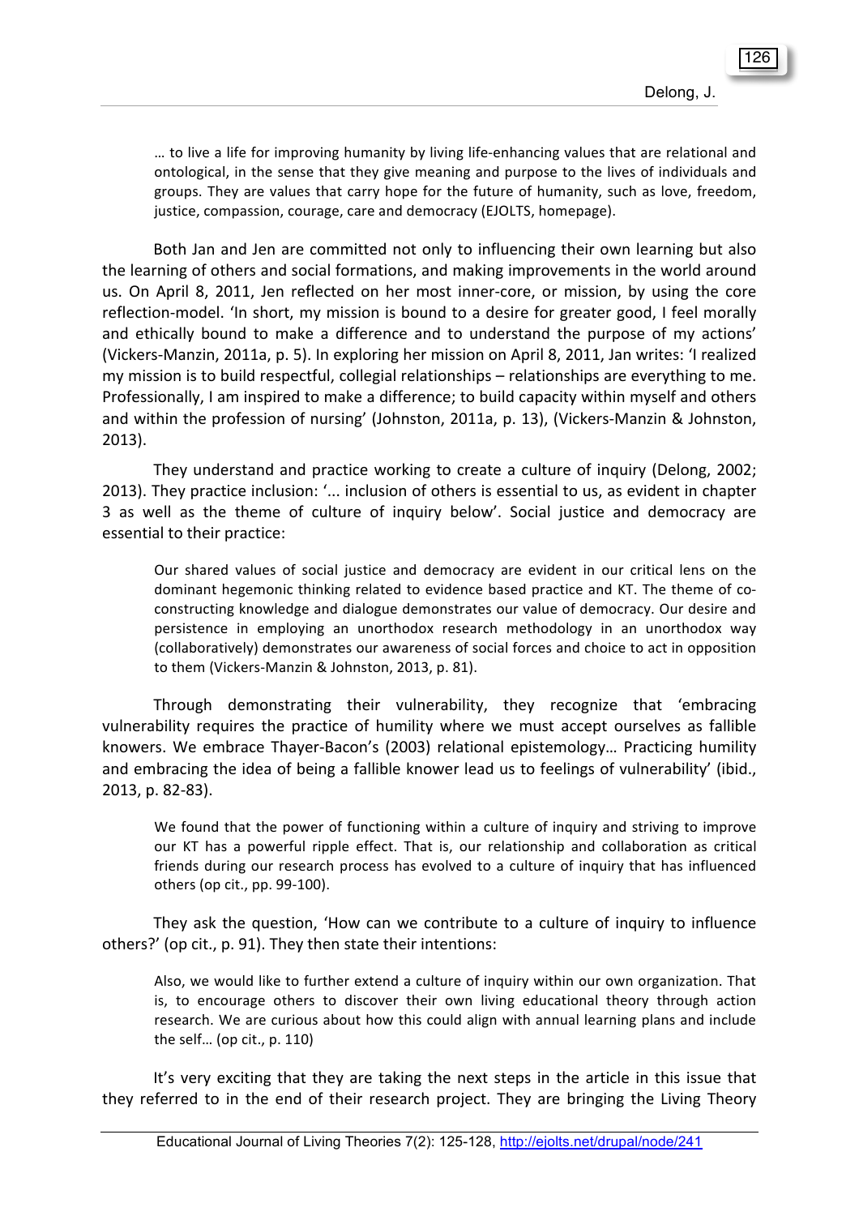> … to live a life for improving humanity by living life-enhancing values that are relational and ontological, in the sense that they give meaning and purpose to the lives of individuals and groups. They are values that carry hope for the future of humanity, such as love, freedom, justice, compassion, courage, care and democracy (EJOLTS, homepage).

Both Jan and Jen are committed not only to influencing their own learning but also the learning of others and social formations, and making improvements in the world around us. On April 8, 2011, Jen reflected on her most inner-core, or mission, by using the core reflection-model. 'In short, my mission is bound to a desire for greater good, I feel morally and ethically bound to make a difference and to understand the purpose of my actions' (Vickers-Manzin, 2011a, p. 5). In exploring her mission on April 8, 2011, Jan writes: 'I realized my mission is to build respectful, collegial relationships – relationships are everything to me. Professionally, I am inspired to make a difference; to build capacity within myself and others and within the profession of nursing' (Johnston, 2011a, p. 13), (Vickers-Manzin & Johnston, 2013).

They understand and practice working to create a culture of inquiry (Delong, 2002; 2013). They practice inclusion: '... inclusion of others is essential to us, as evident in chapter 3 as well as the theme of culture of inquiry below'. Social justice and democracy are essential to their practice:

> Our shared values of social justice and democracy are evident in our critical lens on the dominant hegemonic thinking related to evidence based practice and KT. The theme of co-constructing knowledge and dialogue demonstrates our value of democracy. Our desire and persistence in employing an unorthodox research methodology in an unorthodox way (collaboratively) demonstrates our awareness of social forces and choice to act in opposition to them (Vickers-Manzin & Johnston, 2013, p. 81).

Through demonstrating their vulnerability, they recognize that 'embracing vulnerability requires the practice of humility where we must accept ourselves as fallible knowers. We embrace Thayer-Bacon's (2003) relational epistemology… Practicing humility and embracing the idea of being a fallible knower lead us to feelings of vulnerability' (ibid., 2013, p. 82-83).

> We found that the power of functioning within a culture of inquiry and striving to improve our KT has a powerful ripple effect. That is, our relationship and collaboration as critical friends during our research process has evolved to a culture of inquiry that has influenced others (op cit., pp. 99-100).

They ask the question, 'How can we contribute to a culture of inquiry to influence others?' (op cit., p. 91). They then state their intentions:

> Also, we would like to further extend a culture of inquiry within our own organization. That is, to encourage others to discover their own living educational theory through action research. We are curious about how this could align with annual learning plans and include the self… (op cit., p. 110)

It's very exciting that they are taking the next steps in the article in this issue that they referred to in the end of their research project. They are bringing the Living Theory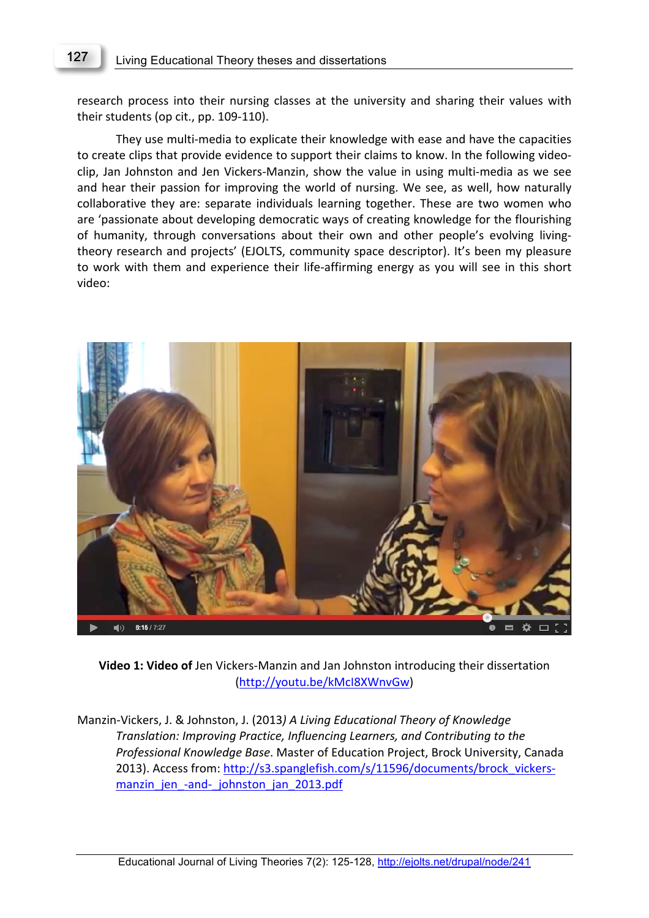research process into their nursing classes at the university and sharing their values with their students (op cit., pp. 109-110).

They use multi-media to explicate their knowledge with ease and have the capacities to create clips that provide evidence to support their claims to know. In the following video-clip, Jan Johnston and Jen Vickers-Manzin, show the value in using multi-media as we see and hear their passion for improving the world of nursing. We see, as well, how naturally collaborative they are: separate individuals learning together. These are two women who are 'passionate about developing democratic ways of creating knowledge for the flourishing of humanity, through conversations about their own and other people's evolving living-theory research and projects' (EJOLTS, community space descriptor). It's been my pleasure to work with them and experience their life-affirming energy as you will see in this short video:

**Video 1: Video of** Jen Vickers-Manzin and Jan Johnston introducing their dissertation (http://youtu.be/kMcI8XWnvGw)

Manzin-Vickers, J. & Johnston, J. (2013*) A Living Educational Theory of Knowledge Translation: Improving Practice, Influencing Learners, and Contributing to the Professional Knowledge Base*. Master of Education Project, Brock University, Canada 2013). Access from: http://s3.spanglefish.com/s/11596/documents/brock_vickers-manzin_jen_-and-_johnston_jan_2013.pdf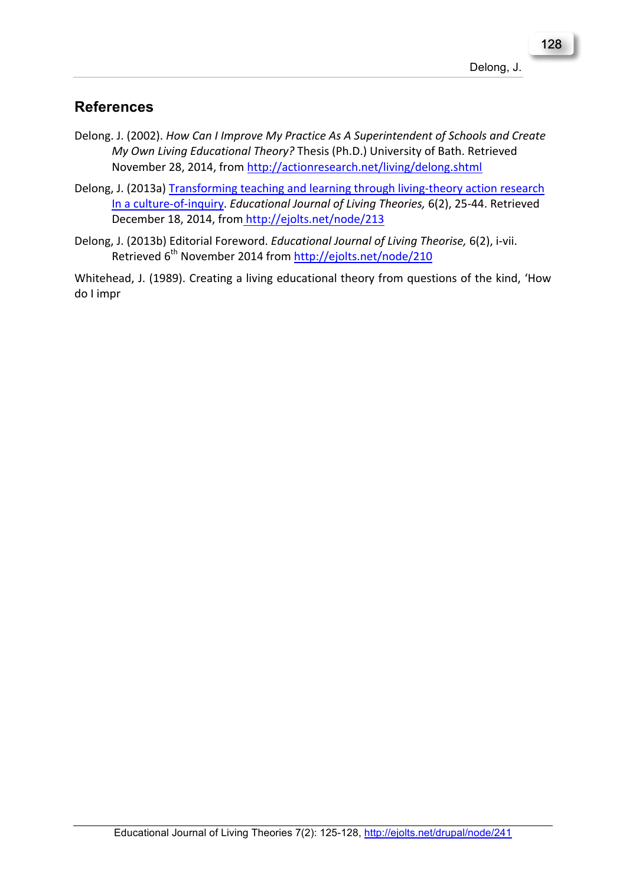## References

Delong. J. (2002). *How Can I Improve My Practice As A Superintendent of Schools and Create My Own Living Educational Theory?* Thesis (Ph.D.) University of Bath. Retrieved November 28, 2014, from http://actionresearch.net/living/delong.shtml

Delong, J. (2013a) Transforming teaching and learning through living-theory action research In a culture-of-inquiry. *Educational Journal of Living Theories,* 6(2), 25-44. Retrieved December 18, 2014, from http://ejolts.net/node/213

Delong, J. (2013b) Editorial Foreword. *Educational Journal of Living Theorise,* 6(2), i-vii. Retrieved 6th November 2014 from http://ejolts.net/node/210

Whitehead, J. (1989). Creating a living educational theory from questions of the kind, 'How do I impr